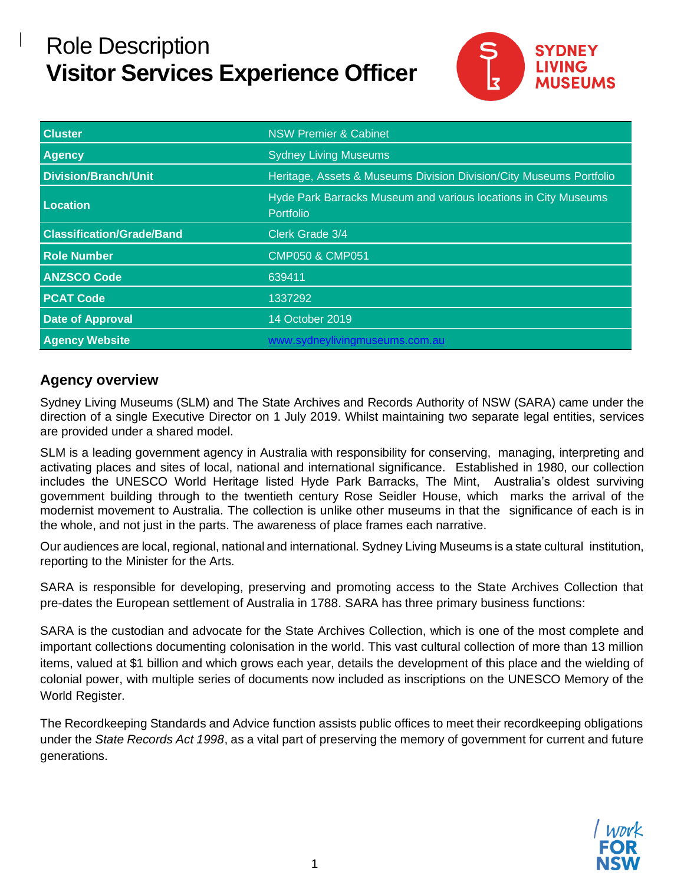# Role Description
# Visitor Services Experience Officer

| Cluster | NSW Premier & Cabinet |
|---|---|
| Agency | Sydney Living Museums |
| Division/Branch/Unit | Heritage, Assets & Museums Division Division/City Museums Portfolio |
| Location | Hyde Park Barracks Museum and various locations in City Museums Portfolio |
| Classification/Grade/Band | Clerk Grade 3/4 |
| Role Number | CMP050 & CMP051 |
| ANZSCO Code | 639411 |
| PCAT Code | 1337292 |
| Date of Approval | 14 October 2019 |
| Agency Website | www.sydneylivingmuseums.com.au |

## Agency overview

Sydney Living Museums (SLM) and The State Archives and Records Authority of NSW (SARA) came under the direction of a single Executive Director on 1 July 2019. Whilst maintaining two separate legal entities, services are provided under a shared model.

SLM is a leading government agency in Australia with responsibility for conserving, managing, interpreting and activating places and sites of local, national and international significance. Established in 1980, our collection includes the UNESCO World Heritage listed Hyde Park Barracks, The Mint, Australia's oldest surviving government building through to the twentieth century Rose Seidler House, which marks the arrival of the modernist movement to Australia. The collection is unlike other museums in that the significance of each is in the whole, and not just in the parts. The awareness of place frames each narrative.

Our audiences are local, regional, national and international. Sydney Living Museums is a state cultural institution, reporting to the Minister for the Arts.

SARA is responsible for developing, preserving and promoting access to the State Archives Collection that pre-dates the European settlement of Australia in 1788. SARA has three primary business functions:

SARA is the custodian and advocate for the State Archives Collection, which is one of the most complete and important collections documenting colonisation in the world. This vast cultural collection of more than 13 million items, valued at $1 billion and which grows each year, details the development of this place and the wielding of colonial power, with multiple series of documents now included as inscriptions on the UNESCO Memory of the World Register.

The Recordkeeping Standards and Advice function assists public offices to meet their recordkeeping obligations under the *State Records Act 1998*, as a vital part of preserving the memory of government for current and future generations.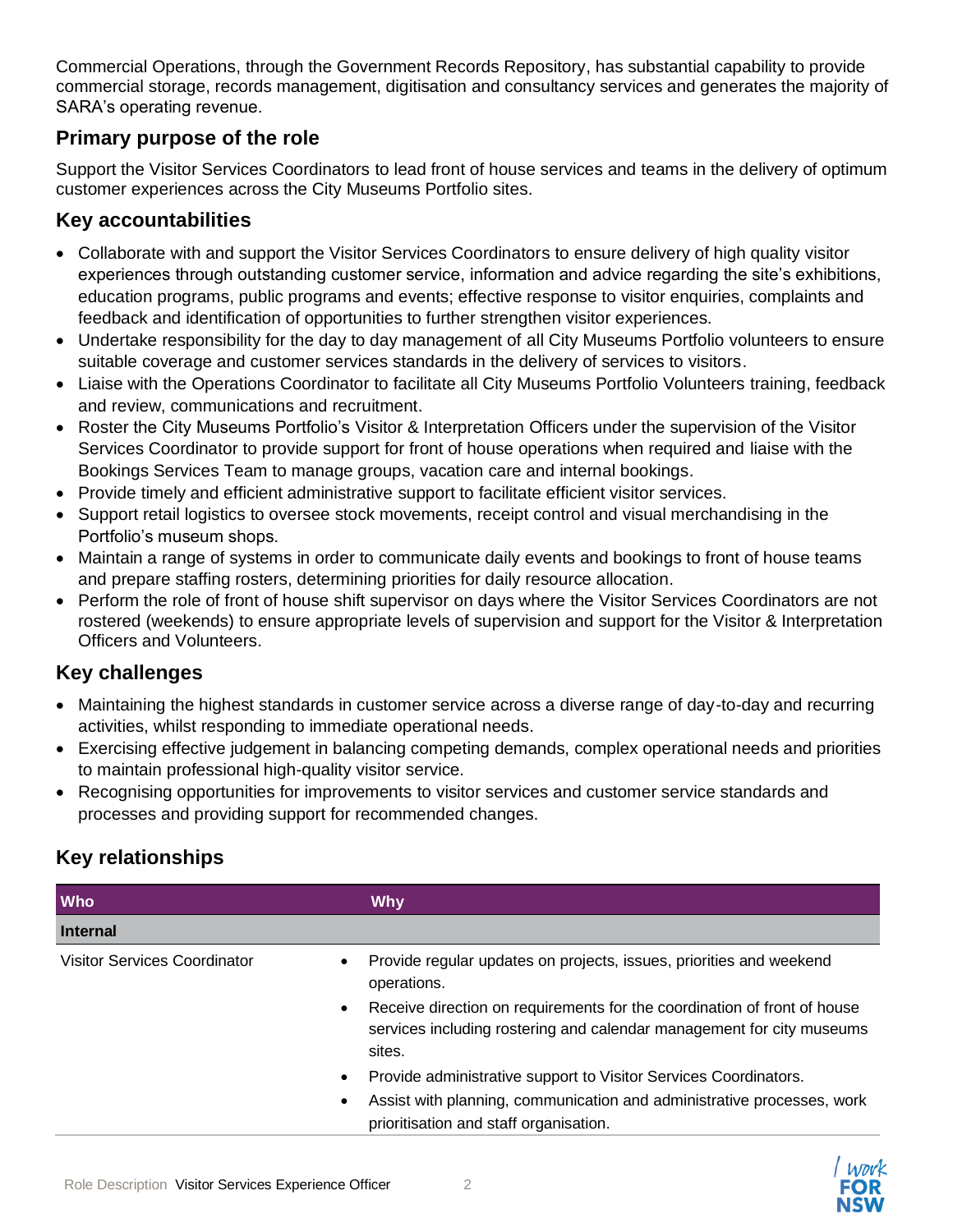Commercial Operations, through the Government Records Repository, has substantial capability to provide commercial storage, records management, digitisation and consultancy services and generates the majority of SARA's operating revenue.

## Primary purpose of the role

Support the Visitor Services Coordinators to lead front of house services and teams in the delivery of optimum customer experiences across the City Museums Portfolio sites.

## Key accountabilities

- Collaborate with and support the Visitor Services Coordinators to ensure delivery of high quality visitor experiences through outstanding customer service, information and advice regarding the site's exhibitions, education programs, public programs and events; effective response to visitor enquiries, complaints and feedback and identification of opportunities to further strengthen visitor experiences.
- Undertake responsibility for the day to day management of all City Museums Portfolio volunteers to ensure suitable coverage and customer services standards in the delivery of services to visitors.
- Liaise with the Operations Coordinator to facilitate all City Museums Portfolio Volunteers training, feedback and review, communications and recruitment.
- Roster the City Museums Portfolio's Visitor & Interpretation Officers under the supervision of the Visitor Services Coordinator to provide support for front of house operations when required and liaise with the Bookings Services Team to manage groups, vacation care and internal bookings.
- Provide timely and efficient administrative support to facilitate efficient visitor services.
- Support retail logistics to oversee stock movements, receipt control and visual merchandising in the Portfolio's museum shops.
- Maintain a range of systems in order to communicate daily events and bookings to front of house teams and prepare staffing rosters, determining priorities for daily resource allocation.
- Perform the role of front of house shift supervisor on days where the Visitor Services Coordinators are not rostered (weekends) to ensure appropriate levels of supervision and support for the Visitor & Interpretation Officers and Volunteers.

## Key challenges

- Maintaining the highest standards in customer service across a diverse range of day-to-day and recurring activities, whilst responding to immediate operational needs.
- Exercising effective judgement in balancing competing demands, complex operational needs and priorities to maintain professional high-quality visitor service.
- Recognising opportunities for improvements to visitor services and customer service standards and processes and providing support for recommended changes.

## Key relationships

| Who | Why |
|---|---|
| **Internal** | |
| Visitor Services Coordinator | • Provide regular updates on projects, issues, priorities and weekend operations.<br>• Receive direction on requirements for the coordination of front of house services including rostering and calendar management for city museums sites.<br>• Provide administrative support to Visitor Services Coordinators.<br>• Assist with planning, communication and administrative processes, work prioritisation and staff organisation. |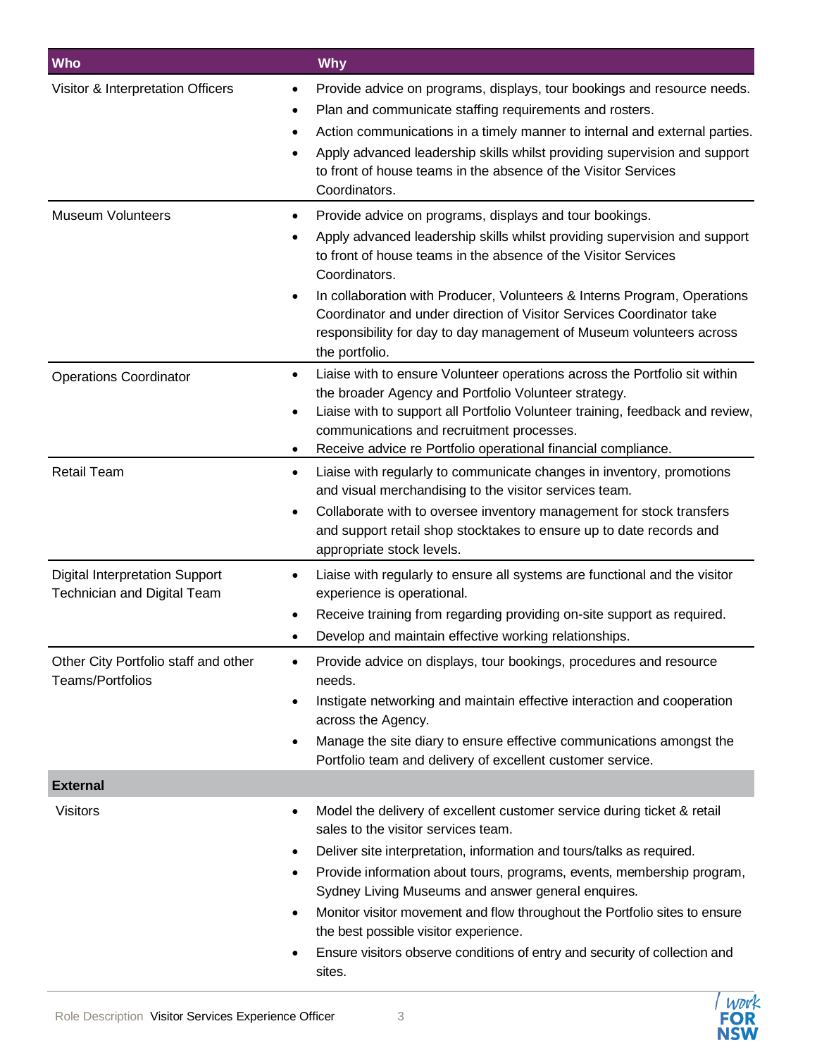| Who | Why |
|---|---|
| Visitor & Interpretation Officers | • Provide advice on programs, displays, tour bookings and resource needs.<br>• Plan and communicate staffing requirements and rosters.<br>• Action communications in a timely manner to internal and external parties.<br>• Apply advanced leadership skills whilst providing supervision and support to front of house teams in the absence of the Visitor Services Coordinators. |
| Museum Volunteers | • Provide advice on programs, displays and tour bookings.<br>• Apply advanced leadership skills whilst providing supervision and support to front of house teams in the absence of the Visitor Services Coordinators.<br>• In collaboration with Producer, Volunteers & Interns Program, Operations Coordinator and under direction of Visitor Services Coordinator take responsibility for day to day management of Museum volunteers across the portfolio. |
| Operations Coordinator | • Liaise with to ensure Volunteer operations across the Portfolio sit within the broader Agency and Portfolio Volunteer strategy.<br>• Liaise with to support all Portfolio Volunteer training, feedback and review, communications and recruitment processes.<br>• Receive advice re Portfolio operational financial compliance. |
| Retail Team | • Liaise with regularly to communicate changes in inventory, promotions and visual merchandising to the visitor services team.<br>• Collaborate with to oversee inventory management for stock transfers and support retail shop stocktakes to ensure up to date records and appropriate stock levels. |
| Digital Interpretation Support Technician and Digital Team | • Liaise with regularly to ensure all systems are functional and the visitor experience is operational.<br>• Receive training from regarding providing on-site support as required.<br>• Develop and maintain effective working relationships. |
| Other City Portfolio staff and other Teams/Portfolios | • Provide advice on displays, tour bookings, procedures and resource needs.<br>• Instigate networking and maintain effective interaction and cooperation across the Agency.<br>• Manage the site diary to ensure effective communications amongst the Portfolio team and delivery of excellent customer service. |
| **External** | |
| Visitors | • Model the delivery of excellent customer service during ticket & retail sales to the visitor services team.<br>• Deliver site interpretation, information and tours/talks as required.<br>• Provide information about tours, programs, events, membership program, Sydney Living Museums and answer general enquires.<br>• Monitor visitor movement and flow throughout the Portfolio sites to ensure the best possible visitor experience.<br>• Ensure visitors observe conditions of entry and security of collection and sites. |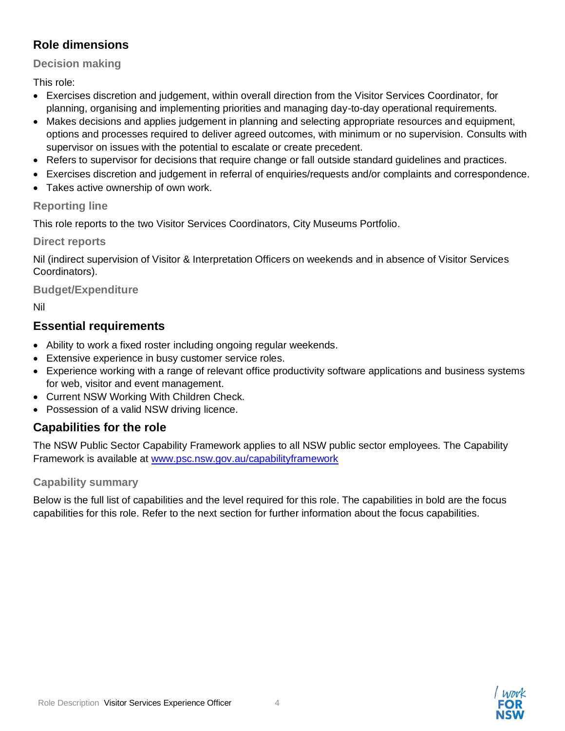## Role dimensions

### Decision making

This role:

- Exercises discretion and judgement, within overall direction from the Visitor Services Coordinator, for planning, organising and implementing priorities and managing day-to-day operational requirements.
- Makes decisions and applies judgement in planning and selecting appropriate resources and equipment, options and processes required to deliver agreed outcomes, with minimum or no supervision. Consults with supervisor on issues with the potential to escalate or create precedent.
- Refers to supervisor for decisions that require change or fall outside standard guidelines and practices.
- Exercises discretion and judgement in referral of enquiries/requests and/or complaints and correspondence.
- Takes active ownership of own work.

### Reporting line

This role reports to the two Visitor Services Coordinators, City Museums Portfolio.

### Direct reports

Nil (indirect supervision of Visitor & Interpretation Officers on weekends and in absence of Visitor Services Coordinators).

### Budget/Expenditure

Nil

## Essential requirements

- Ability to work a fixed roster including ongoing regular weekends.
- Extensive experience in busy customer service roles.
- Experience working with a range of relevant office productivity software applications and business systems for web, visitor and event management.
- Current NSW Working With Children Check.
- Possession of a valid NSW driving licence.

## Capabilities for the role

The NSW Public Sector Capability Framework applies to all NSW public sector employees. The Capability Framework is available at [www.psc.nsw.gov.au/capabilityframework](http://www.psc.nsw.gov.au/capabilityframework)

### Capability summary

Below is the full list of capabilities and the level required for this role. The capabilities in bold are the focus capabilities for this role. Refer to the next section for further information about the focus capabilities.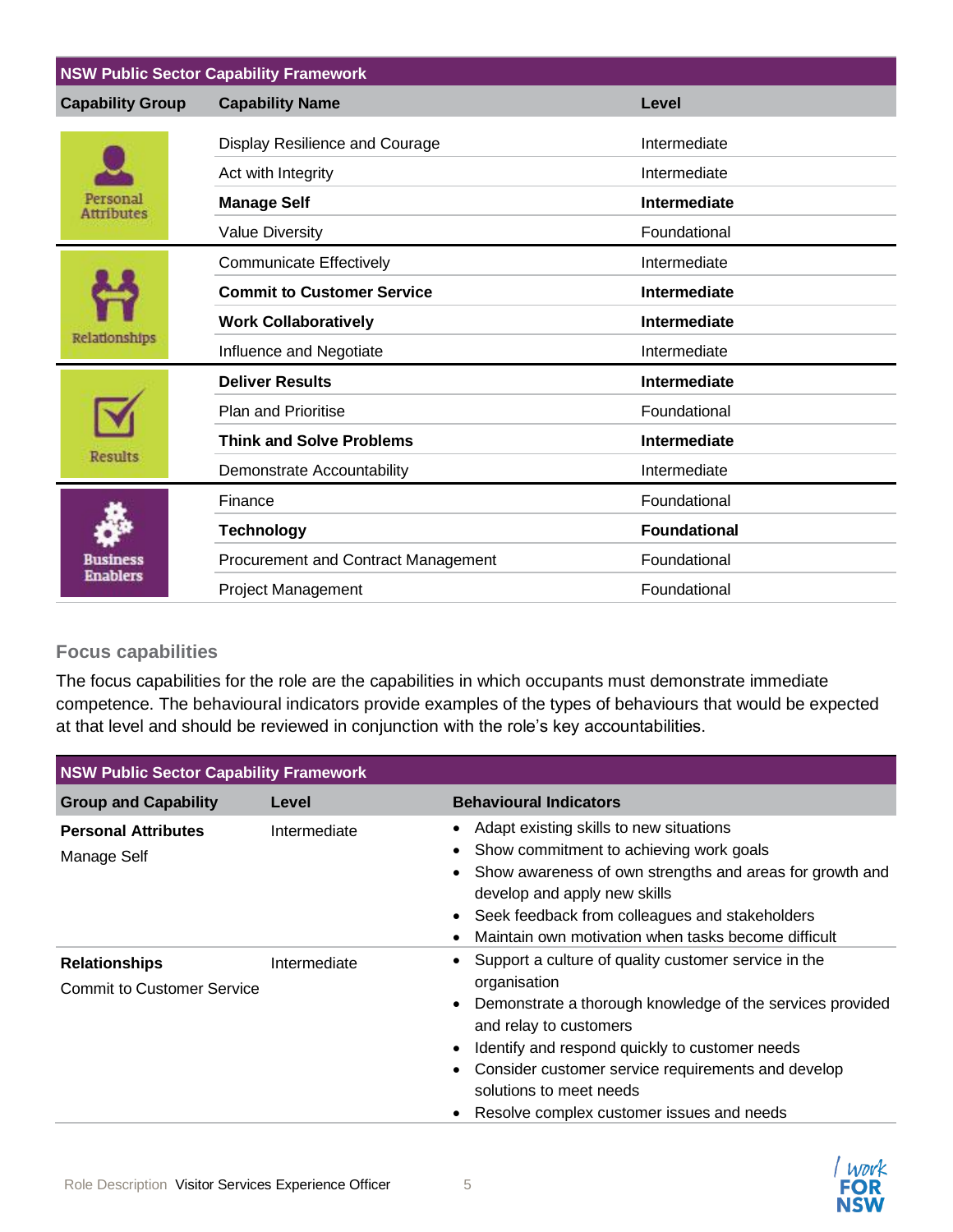| NSW Public Sector Capability Framework | | |
|---|---|---|
| **Capability Group** | **Capability Name** | **Level** |
| Personal Attributes | Display Resilience and Courage | Intermediate |
| | Act with Integrity | Intermediate |
| | **Manage Self** | **Intermediate** |
| | Value Diversity | Foundational |
| Relationships | Communicate Effectively | Intermediate |
| | **Commit to Customer Service** | **Intermediate** |
| | **Work Collaboratively** | **Intermediate** |
| | Influence and Negotiate | Intermediate |
| Results | **Deliver Results** | **Intermediate** |
| | Plan and Prioritise | Foundational |
| | **Think and Solve Problems** | **Intermediate** |
| | Demonstrate Accountability | Intermediate |
| Business Enablers | Finance | Foundational |
| | **Technology** | **Foundational** |
| | Procurement and Contract Management | Foundational |
| | Project Management | Foundational |

### Focus capabilities

The focus capabilities for the role are the capabilities in which occupants must demonstrate immediate competence. The behavioural indicators provide examples of the types of behaviours that would be expected at that level and should be reviewed in conjunction with the role's key accountabilities.

| NSW Public Sector Capability Framework | | |
|---|---|---|
| **Group and Capability** | **Level** | **Behavioural Indicators** |
| **Personal Attributes** Manage Self | Intermediate | • Adapt existing skills to new situations<br>• Show commitment to achieving work goals<br>• Show awareness of own strengths and areas for growth and develop and apply new skills<br>• Seek feedback from colleagues and stakeholders<br>• Maintain own motivation when tasks become difficult |
| **Relationships** Commit to Customer Service | Intermediate | • Support a culture of quality customer service in the organisation<br>• Demonstrate a thorough knowledge of the services provided and relay to customers<br>• Identify and respond quickly to customer needs<br>• Consider customer service requirements and develop solutions to meet needs<br>• Resolve complex customer issues and needs |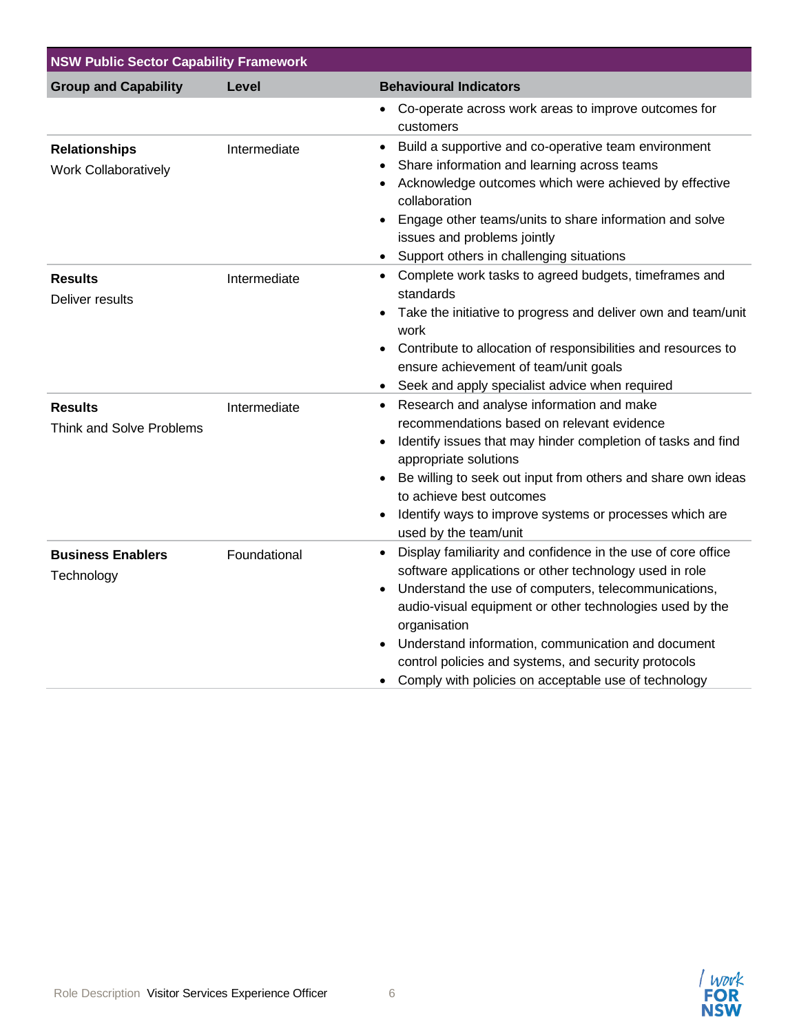| NSW Public Sector Capability Framework | | |
|---|---|---|
| **Group and Capability** | **Level** | **Behavioural Indicators** |
| | | • Co-operate across work areas to improve outcomes for customers |
| **Relationships**<br>Work Collaboratively | Intermediate | • Build a supportive and co-operative team environment<br>• Share information and learning across teams<br>• Acknowledge outcomes which were achieved by effective collaboration<br>• Engage other teams/units to share information and solve issues and problems jointly<br>• Support others in challenging situations |
| **Results**<br>Deliver results | Intermediate | • Complete work tasks to agreed budgets, timeframes and standards<br>• Take the initiative to progress and deliver own and team/unit work<br>• Contribute to allocation of responsibilities and resources to ensure achievement of team/unit goals<br>• Seek and apply specialist advice when required |
| **Results**<br>Think and Solve Problems | Intermediate | • Research and analyse information and make recommendations based on relevant evidence<br>• Identify issues that may hinder completion of tasks and find appropriate solutions<br>• Be willing to seek out input from others and share own ideas to achieve best outcomes<br>• Identify ways to improve systems or processes which are used by the team/unit |
| **Business Enablers**<br>Technology | Foundational | • Display familiarity and confidence in the use of core office software applications or other technology used in role<br>• Understand the use of computers, telecommunications, audio-visual equipment or other technologies used by the organisation<br>• Understand information, communication and document control policies and systems, and security protocols<br>• Comply with policies on acceptable use of technology |